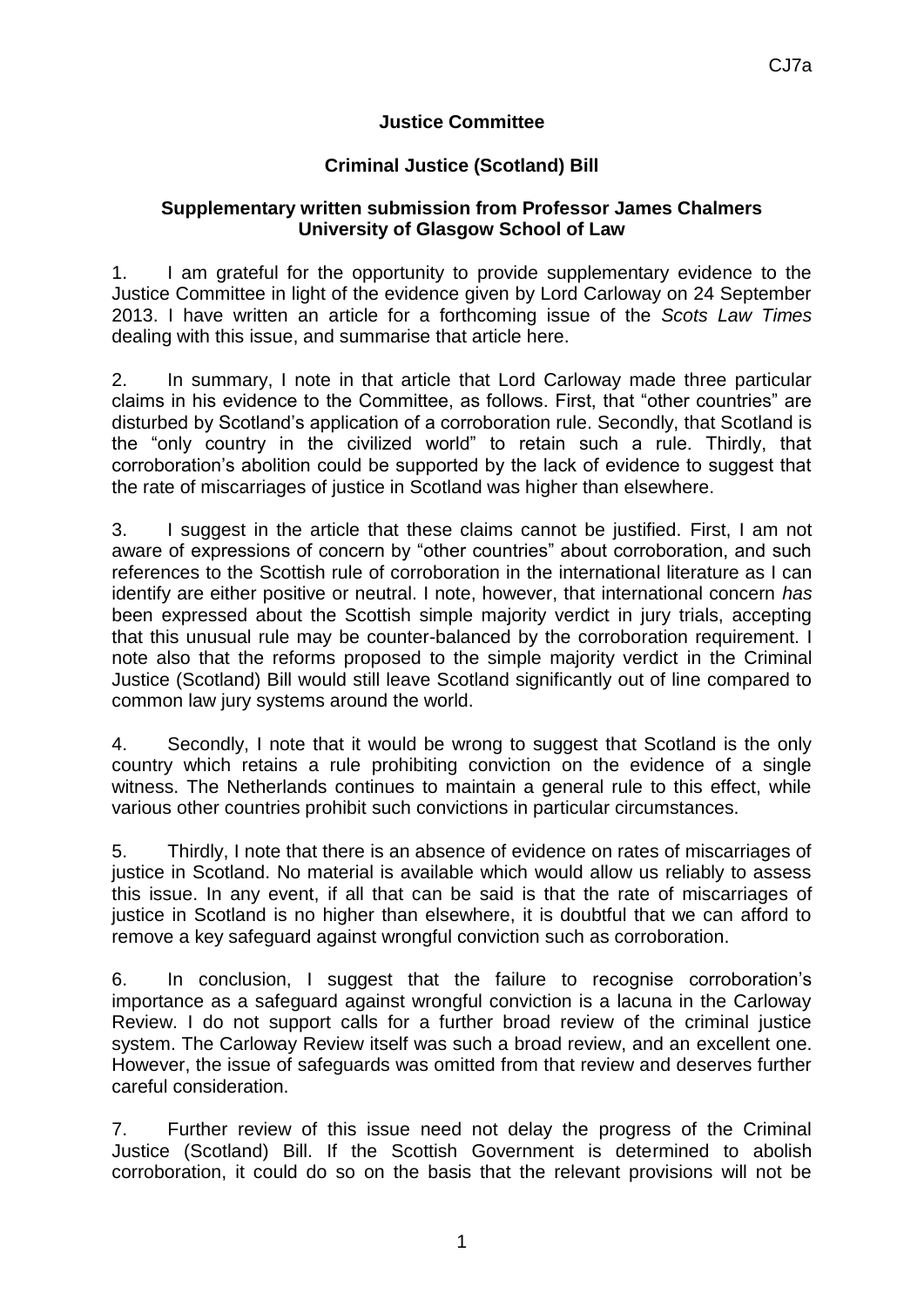CJ7a

**Justice Committee**

**Criminal Justice (Scotland) Bill**

**Supplementary written submission from Professor James Chalmers University of Glasgow School of Law**

1. I am grateful for the opportunity to provide supplementary evidence to the Justice Committee in light of the evidence given by Lord Carloway on 24 September 2013. I have written an article for a forthcoming issue of the *Scots Law Times* dealing with this issue, and summarise that article here.

2. In summary, I note in that article that Lord Carloway made three particular claims in his evidence to the Committee, as follows. First, that "other countries" are disturbed by Scotland's application of a corroboration rule. Secondly, that Scotland is the "only country in the civilized world" to retain such a rule. Thirdly, that corroboration's abolition could be supported by the lack of evidence to suggest that the rate of miscarriages of justice in Scotland was higher than elsewhere.

3. I suggest in the article that these claims cannot be justified. First, I am not aware of expressions of concern by "other countries" about corroboration, and such references to the Scottish rule of corroboration in the international literature as I can identify are either positive or neutral. I note, however, that international concern *has* been expressed about the Scottish simple majority verdict in jury trials, accepting that this unusual rule may be counter-balanced by the corroboration requirement. I note also that the reforms proposed to the simple majority verdict in the Criminal Justice (Scotland) Bill would still leave Scotland significantly out of line compared to common law jury systems around the world.

4. Secondly, I note that it would be wrong to suggest that Scotland is the only country which retains a rule prohibiting conviction on the evidence of a single witness. The Netherlands continues to maintain a general rule to this effect, while various other countries prohibit such convictions in particular circumstances.

5. Thirdly, I note that there is an absence of evidence on rates of miscarriages of justice in Scotland. No material is available which would allow us reliably to assess this issue. In any event, if all that can be said is that the rate of miscarriages of justice in Scotland is no higher than elsewhere, it is doubtful that we can afford to remove a key safeguard against wrongful conviction such as corroboration.

6. In conclusion, I suggest that the failure to recognise corroboration's importance as a safeguard against wrongful conviction is a lacuna in the Carloway Review. I do not support calls for a further broad review of the criminal justice system. The Carloway Review itself was such a broad review, and an excellent one. However, the issue of safeguards was omitted from that review and deserves further careful consideration.

7. Further review of this issue need not delay the progress of the Criminal Justice (Scotland) Bill. If the Scottish Government is determined to abolish corroboration, it could do so on the basis that the relevant provisions will not be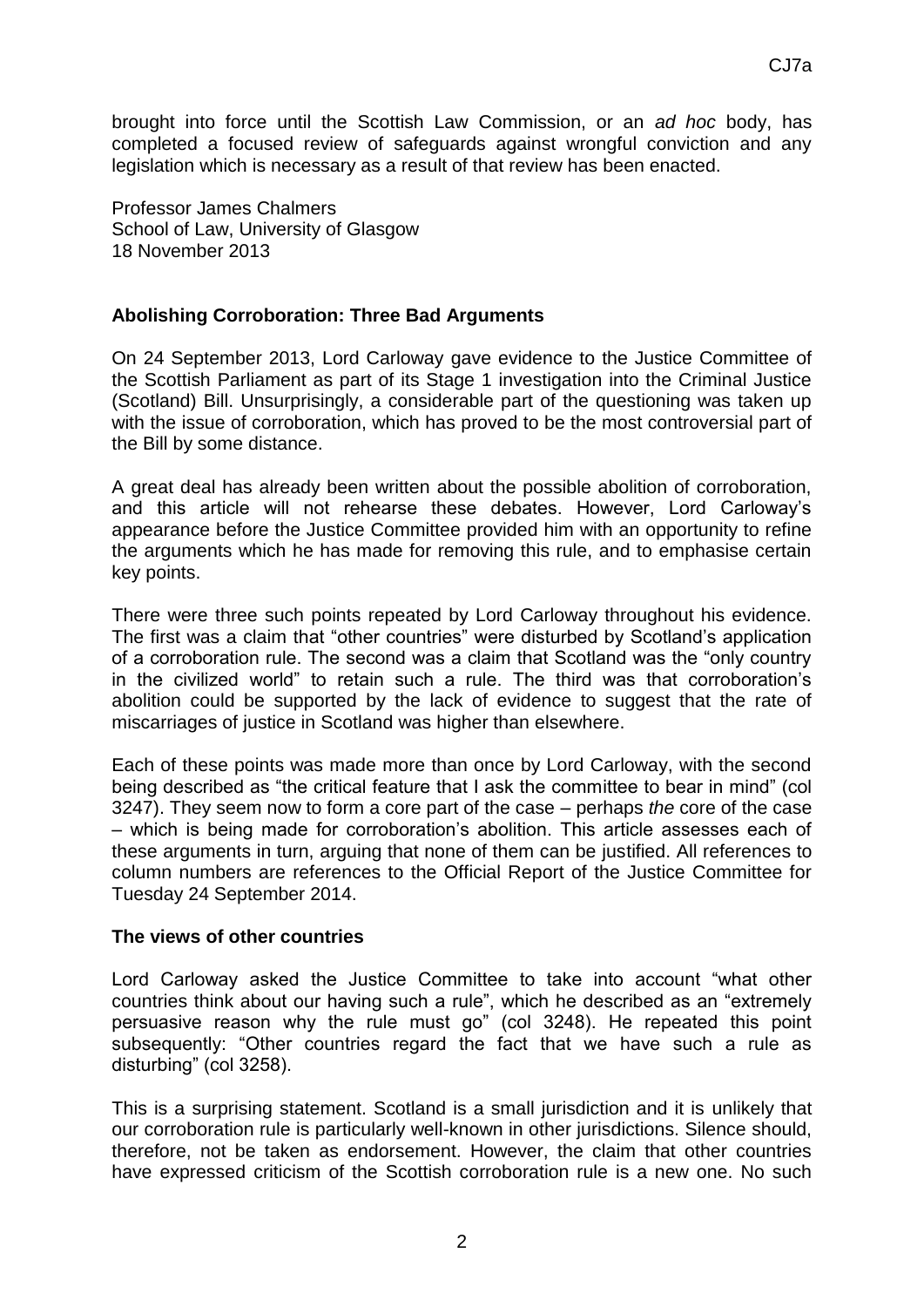brought into force until the Scottish Law Commission, or an *ad hoc* body, has completed a focused review of safeguards against wrongful conviction and any legislation which is necessary as a result of that review has been enacted.

Professor James Chalmers
School of Law, University of Glasgow
18 November 2013

## Abolishing Corroboration: Three Bad Arguments

On 24 September 2013, Lord Carloway gave evidence to the Justice Committee of the Scottish Parliament as part of its Stage 1 investigation into the Criminal Justice (Scotland) Bill. Unsurprisingly, a considerable part of the questioning was taken up with the issue of corroboration, which has proved to be the most controversial part of the Bill by some distance.

A great deal has already been written about the possible abolition of corroboration, and this article will not rehearse these debates. However, Lord Carloway's appearance before the Justice Committee provided him with an opportunity to refine the arguments which he has made for removing this rule, and to emphasise certain key points.

There were three such points repeated by Lord Carloway throughout his evidence. The first was a claim that "other countries" were disturbed by Scotland's application of a corroboration rule. The second was a claim that Scotland was the "only country in the civilized world" to retain such a rule. The third was that corroboration's abolition could be supported by the lack of evidence to suggest that the rate of miscarriages of justice in Scotland was higher than elsewhere.

Each of these points was made more than once by Lord Carloway, with the second being described as "the critical feature that I ask the committee to bear in mind" (col 3247). They seem now to form a core part of the case – perhaps *the* core of the case – which is being made for corroboration's abolition. This article assesses each of these arguments in turn, arguing that none of them can be justified. All references to column numbers are references to the Official Report of the Justice Committee for Tuesday 24 September 2014.

### The views of other countries

Lord Carloway asked the Justice Committee to take into account "what other countries think about our having such a rule", which he described as an "extremely persuasive reason why the rule must go" (col 3248). He repeated this point subsequently: "Other countries regard the fact that we have such a rule as disturbing" (col 3258).

This is a surprising statement. Scotland is a small jurisdiction and it is unlikely that our corroboration rule is particularly well-known in other jurisdictions. Silence should, therefore, not be taken as endorsement. However, the claim that other countries have expressed criticism of the Scottish corroboration rule is a new one. No such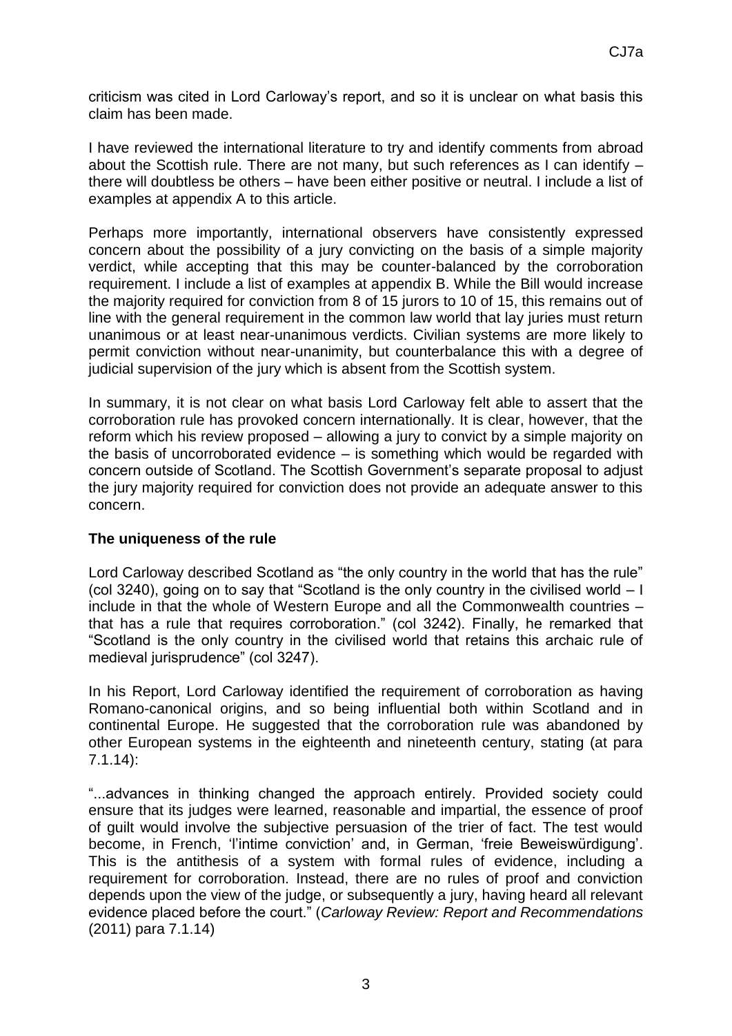criticism was cited in Lord Carloway's report, and so it is unclear on what basis this claim has been made.

I have reviewed the international literature to try and identify comments from abroad about the Scottish rule. There are not many, but such references as I can identify – there will doubtless be others – have been either positive or neutral. I include a list of examples at appendix A to this article.

Perhaps more importantly, international observers have consistently expressed concern about the possibility of a jury convicting on the basis of a simple majority verdict, while accepting that this may be counter-balanced by the corroboration requirement. I include a list of examples at appendix B. While the Bill would increase the majority required for conviction from 8 of 15 jurors to 10 of 15, this remains out of line with the general requirement in the common law world that lay juries must return unanimous or at least near-unanimous verdicts. Civilian systems are more likely to permit conviction without near-unanimity, but counterbalance this with a degree of judicial supervision of the jury which is absent from the Scottish system.

In summary, it is not clear on what basis Lord Carloway felt able to assert that the corroboration rule has provoked concern internationally. It is clear, however, that the reform which his review proposed – allowing a jury to convict by a simple majority on the basis of uncorroborated evidence – is something which would be regarded with concern outside of Scotland. The Scottish Government's separate proposal to adjust the jury majority required for conviction does not provide an adequate answer to this concern.

## The uniqueness of the rule

Lord Carloway described Scotland as "the only country in the world that has the rule" (col 3240), going on to say that "Scotland is the only country in the civilised world – I include in that the whole of Western Europe and all the Commonwealth countries – that has a rule that requires corroboration." (col 3242). Finally, he remarked that "Scotland is the only country in the civilised world that retains this archaic rule of medieval jurisprudence" (col 3247).

In his Report, Lord Carloway identified the requirement of corroboration as having Romano-canonical origins, and so being influential both within Scotland and in continental Europe. He suggested that the corroboration rule was abandoned by other European systems in the eighteenth and nineteenth century, stating (at para 7.1.14):

"...advances in thinking changed the approach entirely. Provided society could ensure that its judges were learned, reasonable and impartial, the essence of proof of guilt would involve the subjective persuasion of the trier of fact. The test would become, in French, 'l'intime conviction' and, in German, 'freie Beweiswürdigung'. This is the antithesis of a system with formal rules of evidence, including a requirement for corroboration. Instead, there are no rules of proof and conviction depends upon the view of the judge, or subsequently a jury, having heard all relevant evidence placed before the court." (*Carloway Review: Report and Recommendations* (2011) para 7.1.14)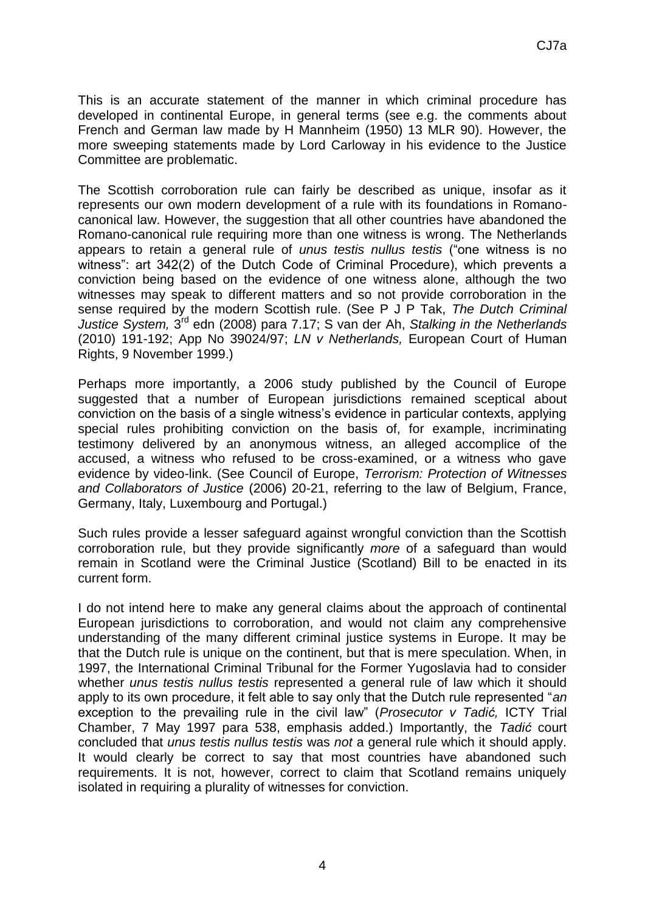This is an accurate statement of the manner in which criminal procedure has developed in continental Europe, in general terms (see e.g. the comments about French and German law made by H Mannheim (1950) 13 MLR 90). However, the more sweeping statements made by Lord Carloway in his evidence to the Justice Committee are problematic.

The Scottish corroboration rule can fairly be described as unique, insofar as it represents our own modern development of a rule with its foundations in Romano-canonical law. However, the suggestion that all other countries have abandoned the Romano-canonical rule requiring more than one witness is wrong. The Netherlands appears to retain a general rule of *unus testis nullus testis* ("one witness is no witness": art 342(2) of the Dutch Code of Criminal Procedure), which prevents a conviction being based on the evidence of one witness alone, although the two witnesses may speak to different matters and so not provide corroboration in the sense required by the modern Scottish rule. (See P J P Tak, *The Dutch Criminal Justice System,* 3rd edn (2008) para 7.17; S van der Ah, *Stalking in the Netherlands* (2010) 191-192; App No 39024/97; *LN v Netherlands,* European Court of Human Rights, 9 November 1999.)

Perhaps more importantly, a 2006 study published by the Council of Europe suggested that a number of European jurisdictions remained sceptical about conviction on the basis of a single witness's evidence in particular contexts, applying special rules prohibiting conviction on the basis of, for example, incriminating testimony delivered by an anonymous witness, an alleged accomplice of the accused, a witness who refused to be cross-examined, or a witness who gave evidence by video-link. (See Council of Europe, *Terrorism: Protection of Witnesses and Collaborators of Justice* (2006) 20-21, referring to the law of Belgium, France, Germany, Italy, Luxembourg and Portugal.)

Such rules provide a lesser safeguard against wrongful conviction than the Scottish corroboration rule, but they provide significantly *more* of a safeguard than would remain in Scotland were the Criminal Justice (Scotland) Bill to be enacted in its current form.

I do not intend here to make any general claims about the approach of continental European jurisdictions to corroboration, and would not claim any comprehensive understanding of the many different criminal justice systems in Europe. It may be that the Dutch rule is unique on the continent, but that is mere speculation. When, in 1997, the International Criminal Tribunal for the Former Yugoslavia had to consider whether *unus testis nullus testis* represented a general rule of law which it should apply to its own procedure, it felt able to say only that the Dutch rule represented "*an* exception to the prevailing rule in the civil law" (*Prosecutor v Tadić,* ICTY Trial Chamber, 7 May 1997 para 538, emphasis added.) Importantly, the *Tadić* court concluded that *unus testis nullus testis* was *not* a general rule which it should apply. It would clearly be correct to say that most countries have abandoned such requirements. It is not, however, correct to claim that Scotland remains uniquely isolated in requiring a plurality of witnesses for conviction.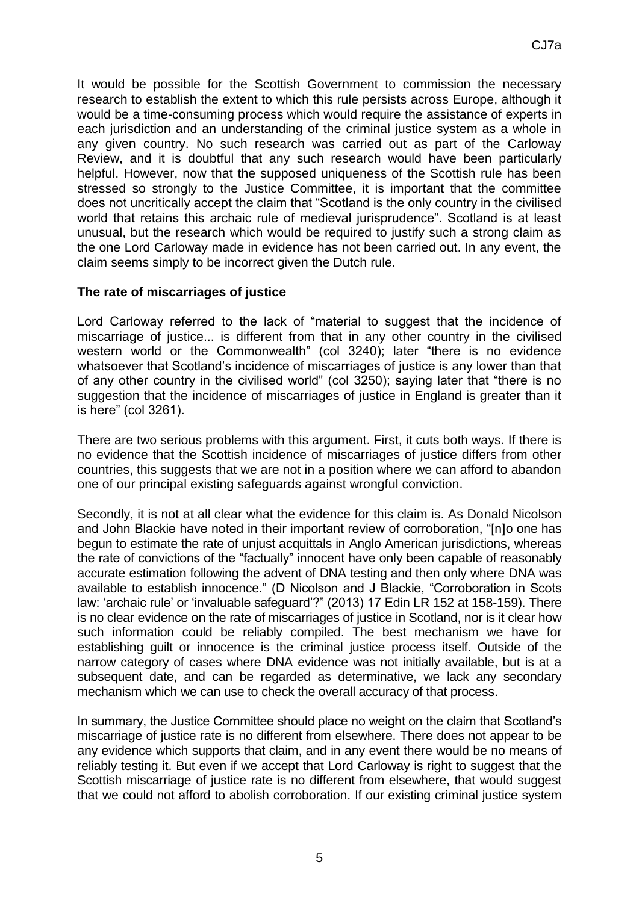It would be possible for the Scottish Government to commission the necessary research to establish the extent to which this rule persists across Europe, although it would be a time-consuming process which would require the assistance of experts in each jurisdiction and an understanding of the criminal justice system as a whole in any given country. No such research was carried out as part of the Carloway Review, and it is doubtful that any such research would have been particularly helpful. However, now that the supposed uniqueness of the Scottish rule has been stressed so strongly to the Justice Committee, it is important that the committee does not uncritically accept the claim that "Scotland is the only country in the civilised world that retains this archaic rule of medieval jurisprudence". Scotland is at least unusual, but the research which would be required to justify such a strong claim as the one Lord Carloway made in evidence has not been carried out. In any event, the claim seems simply to be incorrect given the Dutch rule.

**The rate of miscarriages of justice**

Lord Carloway referred to the lack of "material to suggest that the incidence of miscarriage of justice... is different from that in any other country in the civilised western world or the Commonwealth" (col 3240); later "there is no evidence whatsoever that Scotland's incidence of miscarriages of justice is any lower than that of any other country in the civilised world" (col 3250); saying later that "there is no suggestion that the incidence of miscarriages of justice in England is greater than it is here" (col 3261).

There are two serious problems with this argument. First, it cuts both ways. If there is no evidence that the Scottish incidence of miscarriages of justice differs from other countries, this suggests that we are not in a position where we can afford to abandon one of our principal existing safeguards against wrongful conviction.

Secondly, it is not at all clear what the evidence for this claim is. As Donald Nicolson and John Blackie have noted in their important review of corroboration, "[n]o one has begun to estimate the rate of unjust acquittals in Anglo American jurisdictions, whereas the rate of convictions of the "factually" innocent have only been capable of reasonably accurate estimation following the advent of DNA testing and then only where DNA was available to establish innocence." (D Nicolson and J Blackie, "Corroboration in Scots law: 'archaic rule' or 'invaluable safeguard'?" (2013) 17 Edin LR 152 at 158-159). There is no clear evidence on the rate of miscarriages of justice in Scotland, nor is it clear how such information could be reliably compiled. The best mechanism we have for establishing guilt or innocence is the criminal justice process itself. Outside of the narrow category of cases where DNA evidence was not initially available, but is at a subsequent date, and can be regarded as determinative, we lack any secondary mechanism which we can use to check the overall accuracy of that process.

In summary, the Justice Committee should place no weight on the claim that Scotland's miscarriage of justice rate is no different from elsewhere. There does not appear to be any evidence which supports that claim, and in any event there would be no means of reliably testing it. But even if we accept that Lord Carloway is right to suggest that the Scottish miscarriage of justice rate is no different from elsewhere, that would suggest that we could not afford to abolish corroboration. If our existing criminal justice system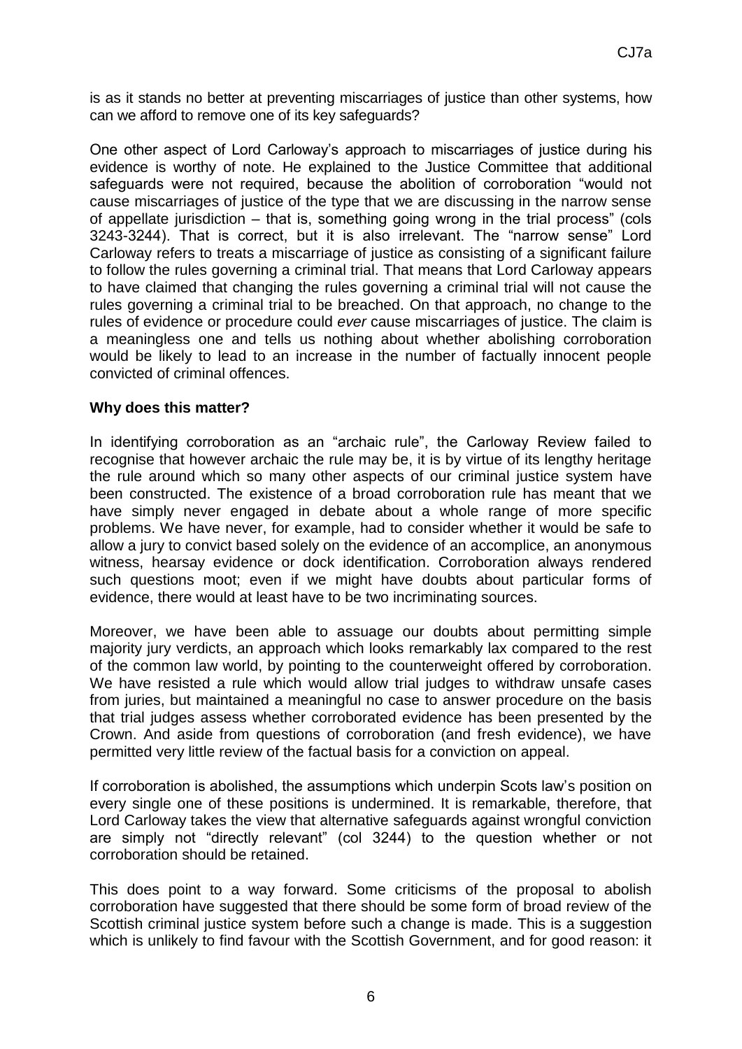is as it stands no better at preventing miscarriages of justice than other systems, how can we afford to remove one of its key safeguards?

One other aspect of Lord Carloway's approach to miscarriages of justice during his evidence is worthy of note. He explained to the Justice Committee that additional safeguards were not required, because the abolition of corroboration "would not cause miscarriages of justice of the type that we are discussing in the narrow sense of appellate jurisdiction – that is, something going wrong in the trial process" (cols 3243-3244). That is correct, but it is also irrelevant. The "narrow sense" Lord Carloway refers to treats a miscarriage of justice as consisting of a significant failure to follow the rules governing a criminal trial. That means that Lord Carloway appears to have claimed that changing the rules governing a criminal trial will not cause the rules governing a criminal trial to be breached. On that approach, no change to the rules of evidence or procedure could *ever* cause miscarriages of justice. The claim is a meaningless one and tells us nothing about whether abolishing corroboration would be likely to lead to an increase in the number of factually innocent people convicted of criminal offences.

**Why does this matter?**

In identifying corroboration as an "archaic rule", the Carloway Review failed to recognise that however archaic the rule may be, it is by virtue of its lengthy heritage the rule around which so many other aspects of our criminal justice system have been constructed. The existence of a broad corroboration rule has meant that we have simply never engaged in debate about a whole range of more specific problems. We have never, for example, had to consider whether it would be safe to allow a jury to convict based solely on the evidence of an accomplice, an anonymous witness, hearsay evidence or dock identification. Corroboration always rendered such questions moot; even if we might have doubts about particular forms of evidence, there would at least have to be two incriminating sources.

Moreover, we have been able to assuage our doubts about permitting simple majority jury verdicts, an approach which looks remarkably lax compared to the rest of the common law world, by pointing to the counterweight offered by corroboration. We have resisted a rule which would allow trial judges to withdraw unsafe cases from juries, but maintained a meaningful no case to answer procedure on the basis that trial judges assess whether corroborated evidence has been presented by the Crown. And aside from questions of corroboration (and fresh evidence), we have permitted very little review of the factual basis for a conviction on appeal.

If corroboration is abolished, the assumptions which underpin Scots law's position on every single one of these positions is undermined. It is remarkable, therefore, that Lord Carloway takes the view that alternative safeguards against wrongful conviction are simply not "directly relevant" (col 3244) to the question whether or not corroboration should be retained.

This does point to a way forward. Some criticisms of the proposal to abolish corroboration have suggested that there should be some form of broad review of the Scottish criminal justice system before such a change is made. This is a suggestion which is unlikely to find favour with the Scottish Government, and for good reason: it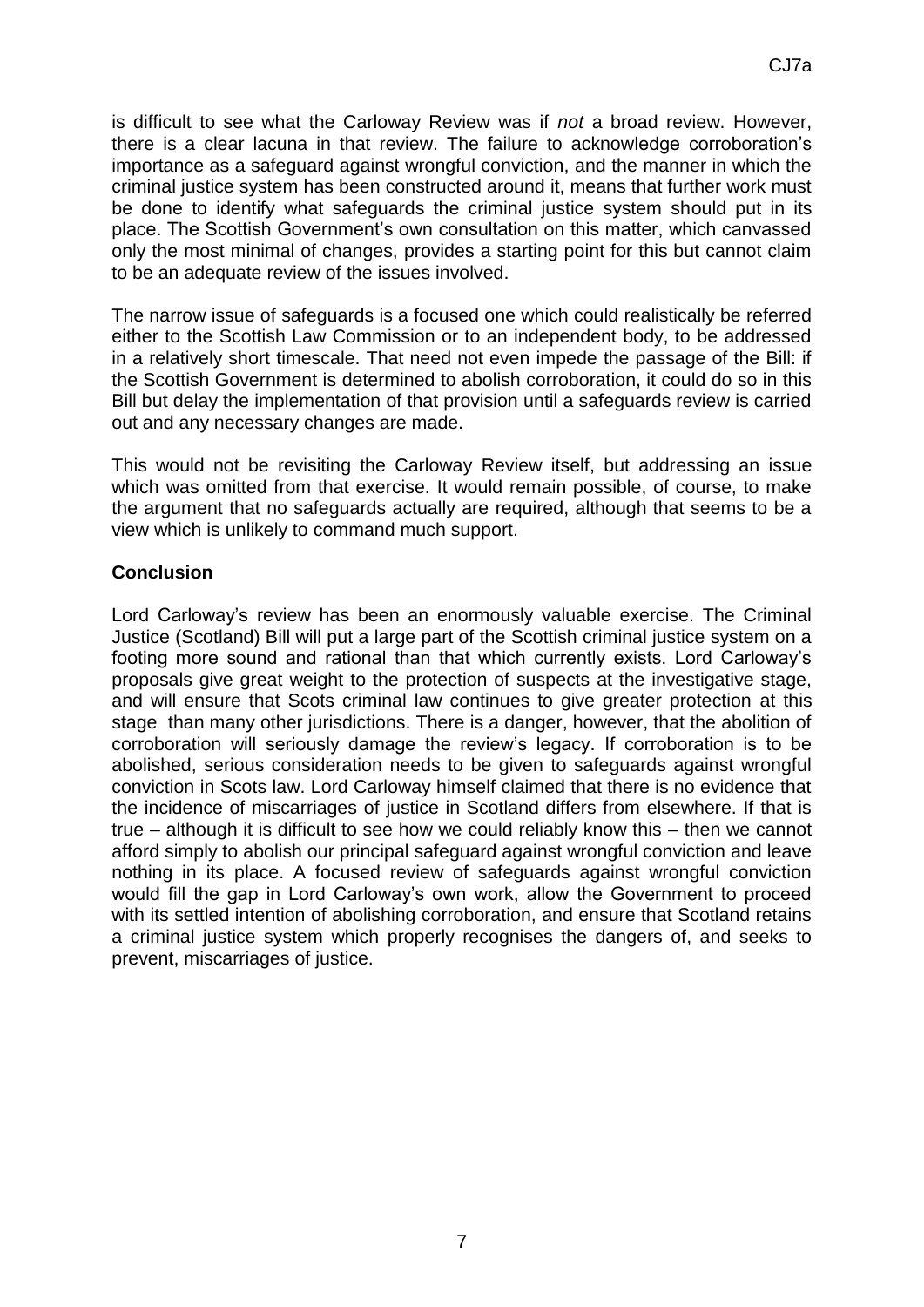is difficult to see what the Carloway Review was if *not* a broad review. However, there is a clear lacuna in that review. The failure to acknowledge corroboration's importance as a safeguard against wrongful conviction, and the manner in which the criminal justice system has been constructed around it, means that further work must be done to identify what safeguards the criminal justice system should put in its place. The Scottish Government's own consultation on this matter, which canvassed only the most minimal of changes, provides a starting point for this but cannot claim to be an adequate review of the issues involved.

The narrow issue of safeguards is a focused one which could realistically be referred either to the Scottish Law Commission or to an independent body, to be addressed in a relatively short timescale. That need not even impede the passage of the Bill: if the Scottish Government is determined to abolish corroboration, it could do so in this Bill but delay the implementation of that provision until a safeguards review is carried out and any necessary changes are made.

This would not be revisiting the Carloway Review itself, but addressing an issue which was omitted from that exercise. It would remain possible, of course, to make the argument that no safeguards actually are required, although that seems to be a view which is unlikely to command much support.

**Conclusion**

Lord Carloway's review has been an enormously valuable exercise. The Criminal Justice (Scotland) Bill will put a large part of the Scottish criminal justice system on a footing more sound and rational than that which currently exists. Lord Carloway's proposals give great weight to the protection of suspects at the investigative stage, and will ensure that Scots criminal law continues to give greater protection at this stage than many other jurisdictions. There is a danger, however, that the abolition of corroboration will seriously damage the review's legacy. If corroboration is to be abolished, serious consideration needs to be given to safeguards against wrongful conviction in Scots law. Lord Carloway himself claimed that there is no evidence that the incidence of miscarriages of justice in Scotland differs from elsewhere. If that is true – although it is difficult to see how we could reliably know this – then we cannot afford simply to abolish our principal safeguard against wrongful conviction and leave nothing in its place. A focused review of safeguards against wrongful conviction would fill the gap in Lord Carloway's own work, allow the Government to proceed with its settled intention of abolishing corroboration, and ensure that Scotland retains a criminal justice system which properly recognises the dangers of, and seeks to prevent, miscarriages of justice.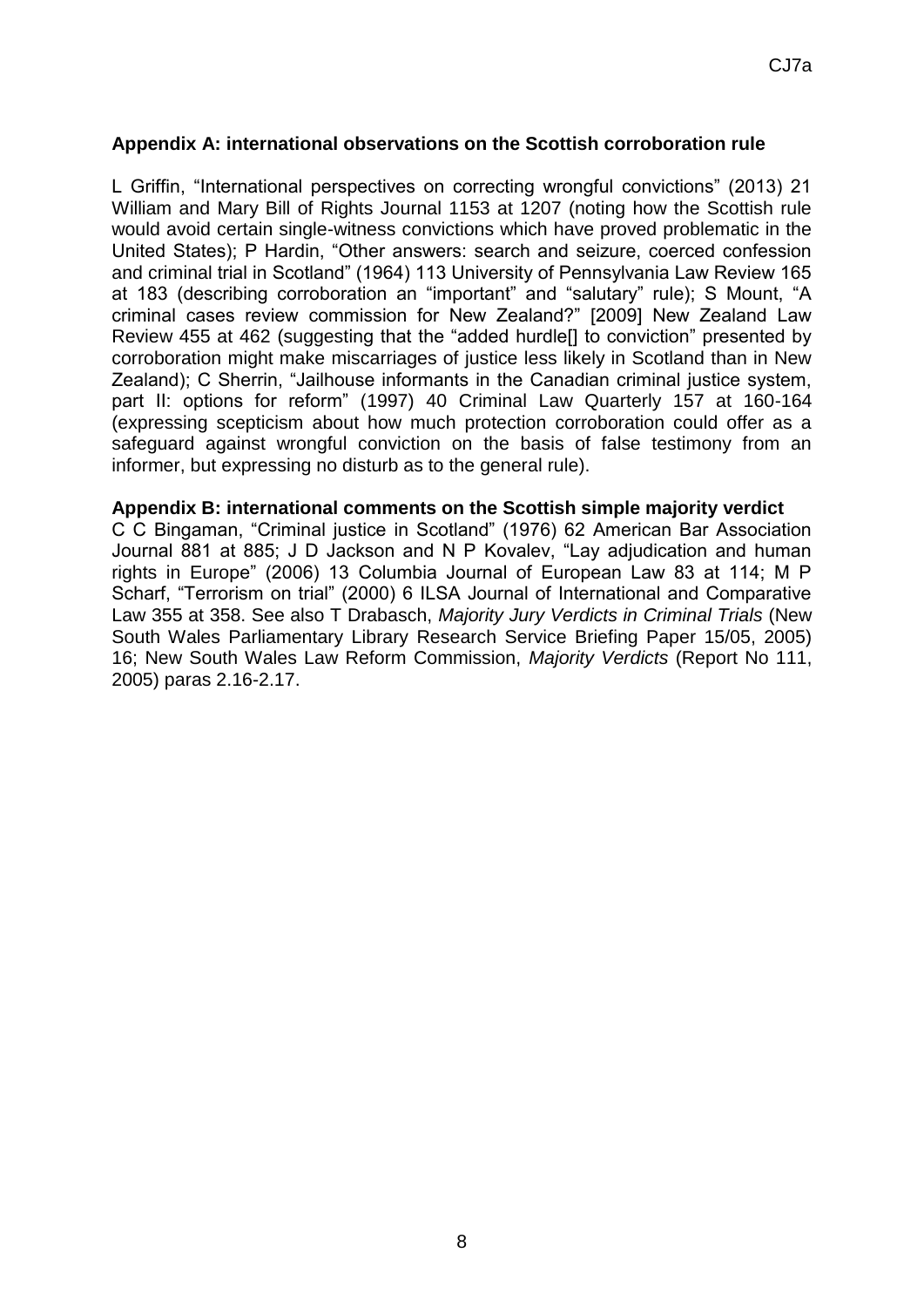## Appendix A: international observations on the Scottish corroboration rule

L Griffin, "International perspectives on correcting wrongful convictions" (2013) 21 William and Mary Bill of Rights Journal 1153 at 1207 (noting how the Scottish rule would avoid certain single-witness convictions which have proved problematic in the United States); P Hardin, "Other answers: search and seizure, coerced confession and criminal trial in Scotland" (1964) 113 University of Pennsylvania Law Review 165 at 183 (describing corroboration an "important" and "salutary" rule); S Mount, "A criminal cases review commission for New Zealand?" [2009] New Zealand Law Review 455 at 462 (suggesting that the "added hurdle[] to conviction" presented by corroboration might make miscarriages of justice less likely in Scotland than in New Zealand); C Sherrin, "Jailhouse informants in the Canadian criminal justice system, part II: options for reform" (1997) 40 Criminal Law Quarterly 157 at 160-164 (expressing scepticism about how much protection corroboration could offer as a safeguard against wrongful conviction on the basis of false testimony from an informer, but expressing no disturb as to the general rule).

## Appendix B: international comments on the Scottish simple majority verdict

C C Bingaman, "Criminal justice in Scotland" (1976) 62 American Bar Association Journal 881 at 885; J D Jackson and N P Kovalev, "Lay adjudication and human rights in Europe" (2006) 13 Columbia Journal of European Law 83 at 114; M P Scharf, "Terrorism on trial" (2000) 6 ILSA Journal of International and Comparative Law 355 at 358. See also T Drabasch, *Majority Jury Verdicts in Criminal Trials* (New South Wales Parliamentary Library Research Service Briefing Paper 15/05, 2005) 16; New South Wales Law Reform Commission, *Majority Verdicts* (Report No 111, 2005) paras 2.16-2.17.